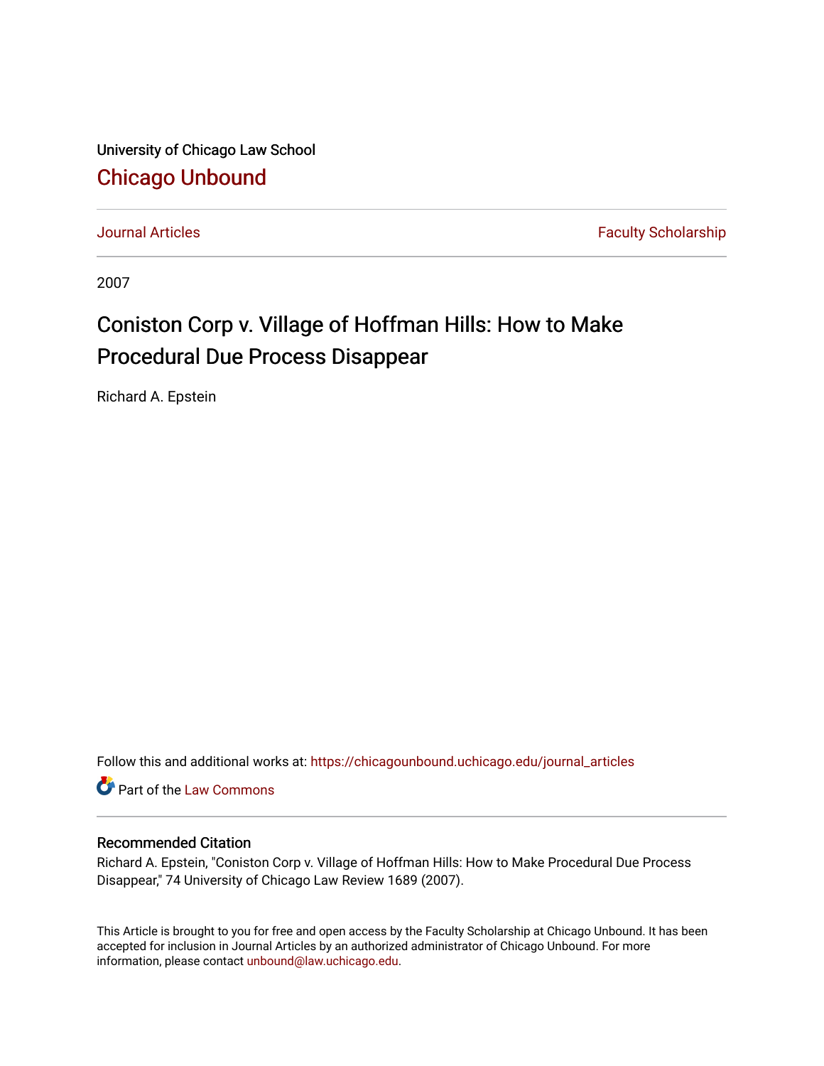University of Chicago Law School

## Chicago Unbound

Journal Articles | Faculty Scholarship

2007

# Coniston Corp v. Village of Hoffman Hills: How to Make Procedural Due Process Disappear

Richard A. Epstein

Follow this and additional works at: https://chicagounbound.uchicago.edu/journal_articles

Part of the Law Commons

### Recommended Citation

Richard A. Epstein, "Coniston Corp v. Village of Hoffman Hills: How to Make Procedural Due Process Disappear," 74 University of Chicago Law Review 1689 (2007).

This Article is brought to you for free and open access by the Faculty Scholarship at Chicago Unbound. It has been accepted for inclusion in Journal Articles by an authorized administrator of Chicago Unbound. For more information, please contact unbound@law.uchicago.edu.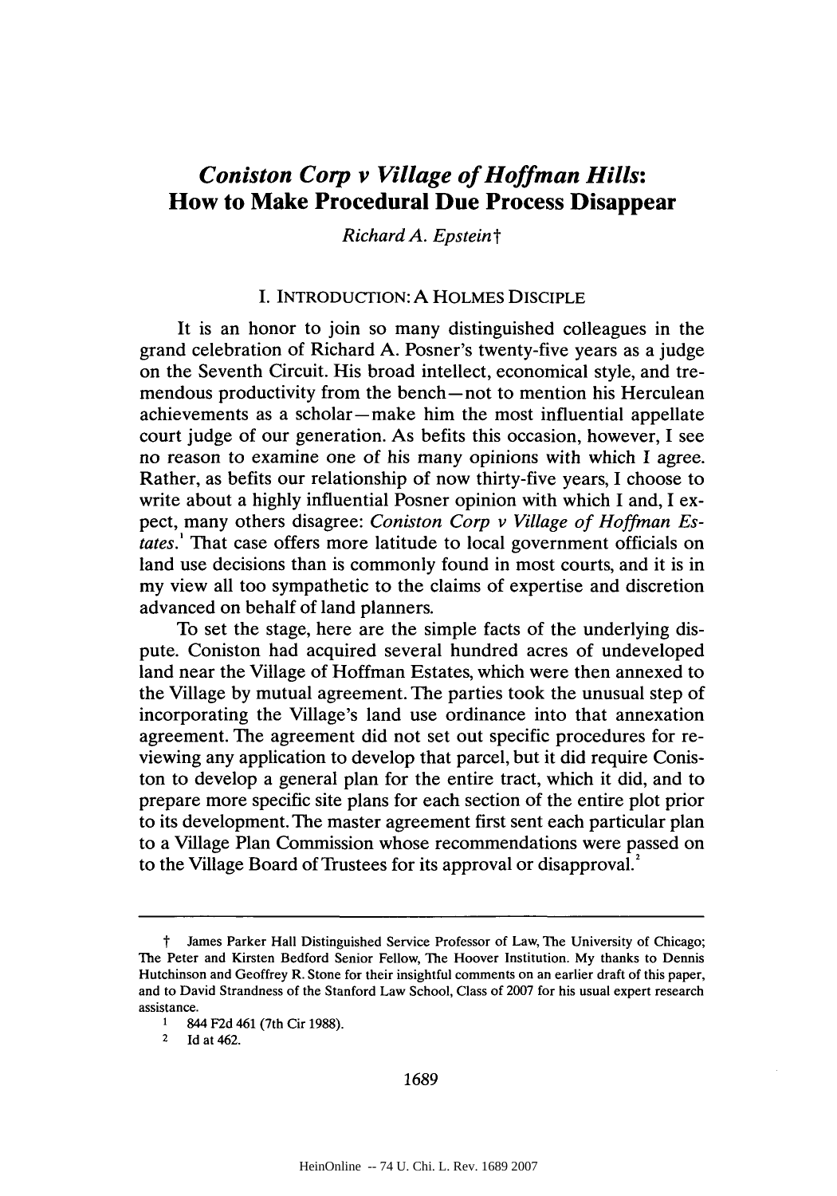# *Coniston Corp v Village of Hoffman Hills*: How to Make Procedural Due Process Disappear

*Richard A. Epstein*†

## I. INTRODUCTION: A HOLMES DISCIPLE

It is an honor to join so many distinguished colleagues in the grand celebration of Richard A. Posner's twenty-five years as a judge on the Seventh Circuit. His broad intellect, economical style, and tremendous productivity from the bench—not to mention his Herculean achievements as a scholar—make him the most influential appellate court judge of our generation. As befits this occasion, however, I see no reason to examine one of his many opinions with which I agree. Rather, as befits our relationship of now thirty-five years, I choose to write about a highly influential Posner opinion with which I and, I expect, many others disagree: *Coniston Corp v Village of Hoffman Estates*.[1] That case offers more latitude to local government officials on land use decisions than is commonly found in most courts, and it is in my view all too sympathetic to the claims of expertise and discretion advanced on behalf of land planners.

To set the stage, here are the simple facts of the underlying dispute. Coniston had acquired several hundred acres of undeveloped land near the Village of Hoffman Estates, which were then annexed to the Village by mutual agreement. The parties took the unusual step of incorporating the Village's land use ordinance into that annexation agreement. The agreement did not set out specific procedures for reviewing any application to develop that parcel, but it did require Coniston to develop a general plan for the entire tract, which it did, and to prepare more specific site plans for each section of the entire plot prior to its development. The master agreement first sent each particular plan to a Village Plan Commission whose recommendations were passed on to the Village Board of Trustees for its approval or disapproval.[2]

---

† James Parker Hall Distinguished Service Professor of Law, The University of Chicago; The Peter and Kirsten Bedford Senior Fellow, The Hoover Institution. My thanks to Dennis Hutchinson and Geoffrey R. Stone for their insightful comments on an earlier draft of this paper, and to David Strandness of the Stanford Law School, Class of 2007 for his usual expert research assistance.

[1] 844 F2d 461 (7th Cir 1988).

[2] Id at 462.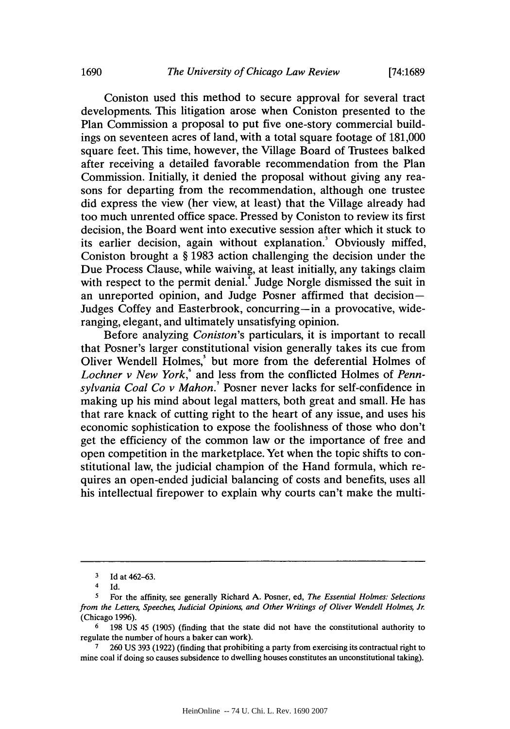Coniston used this method to secure approval for several tract developments. This litigation arose when Coniston presented to the Plan Commission a proposal to put five one-story commercial buildings on seventeen acres of land, with a total square footage of 181,000 square feet. This time, however, the Village Board of Trustees balked after receiving a detailed favorable recommendation from the Plan Commission. Initially, it denied the proposal without giving any reasons for departing from the recommendation, although one trustee did express the view (her view, at least) that the Village already had too much unrented office space. Pressed by Coniston to review its first decision, the Board went into executive session after which it stuck to its earlier decision, again without explanation.[3] Obviously miffed, Coniston brought a § 1983 action challenging the decision under the Due Process Clause, while waiving, at least initially, any takings claim with respect to the permit denial.[4] Judge Norgle dismissed the suit in an unreported opinion, and Judge Posner affirmed that decision—Judges Coffey and Easterbrook, concurring—in a provocative, wide-ranging, elegant, and ultimately unsatisfying opinion.

Before analyzing *Coniston*'s particulars, it is important to recall that Posner's larger constitutional vision generally takes its cue from Oliver Wendell Holmes,[5] but more from the deferential Holmes of *Lochner v New York*,[6] and less from the conflicted Holmes of *Pennsylvania Coal Co v Mahon*.[7] Posner never lacks for self-confidence in making up his mind about legal matters, both great and small. He has that rare knack of cutting right to the heart of any issue, and uses his economic sophistication to expose the foolishness of those who don't get the efficiency of the common law or the importance of free and open competition in the marketplace. Yet when the topic shifts to constitutional law, the judicial champion of the Hand formula, which requires an open-ended judicial balancing of costs and benefits, uses all his intellectual firepower to explain why courts can't make the multi-

---

[3] Id at 462–63.

[4] Id.

[5] For the affinity, see generally Richard A. Posner, ed, *The Essential Holmes: Selections from the Letters, Speeches, Judicial Opinions, and Other Writings of Oliver Wendell Holmes, Jr.* (Chicago 1996).

[6] 198 US 45 (1905) (finding that the state did not have the constitutional authority to regulate the number of hours a baker can work).

[7] 260 US 393 (1922) (finding that prohibiting a party from exercising its contractual right to mine coal if doing so causes subsidence to dwelling houses constitutes an unconstitutional taking).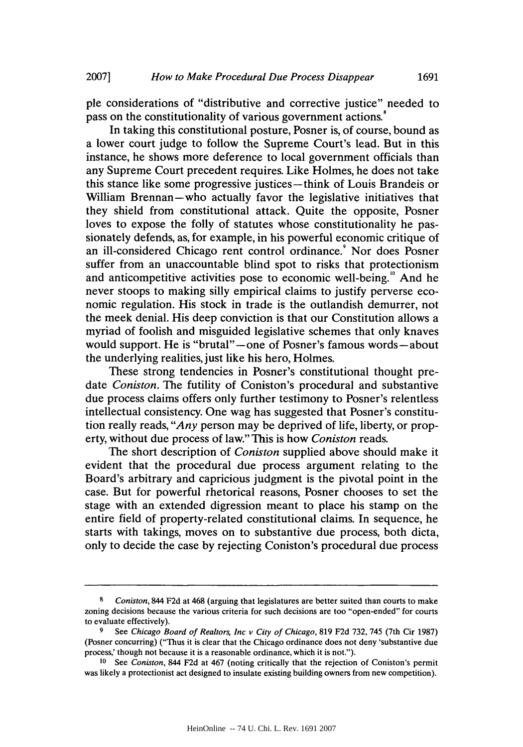ple considerations of "distributive and corrective justice" needed to pass on the constitutionality of various government actions.[8]

In taking this constitutional posture, Posner is, of course, bound as a lower court judge to follow the Supreme Court's lead. But in this instance, he shows more deference to local government officials than any Supreme Court precedent requires. Like Holmes, he does not take this stance like some progressive justices—think of Louis Brandeis or William Brennan—who actually favor the legislative initiatives that they shield from constitutional attack. Quite the opposite, Posner loves to expose the folly of statutes whose constitutionality he passionately defends, as, for example, in his powerful economic critique of an ill-considered Chicago rent control ordinance.[9] Nor does Posner suffer from an unaccountable blind spot to risks that protectionism and anticompetitive activities pose to economic well-being.[10] And he never stoops to making silly empirical claims to justify perverse economic regulation. His stock in trade is the outlandish demurrer, not the meek denial. His deep conviction is that our Constitution allows a myriad of foolish and misguided legislative schemes that only knaves would support. He is "brutal"—one of Posner's famous words—about the underlying realities, just like his hero, Holmes.

These strong tendencies in Posner's constitutional thought predate *Coniston*. The futility of Coniston's procedural and substantive due process claims offers only further testimony to Posner's relentless intellectual consistency. One wag has suggested that Posner's constitution really reads, "*Any* person may be deprived of life, liberty, or property, without due process of law." This is how *Coniston* reads.

The short description of *Coniston* supplied above should make it evident that the procedural due process argument relating to the Board's arbitrary and capricious judgment is the pivotal point in the case. But for powerful rhetorical reasons, Posner chooses to set the stage with an extended digression meant to place his stamp on the entire field of property-related constitutional claims. In sequence, he starts with takings, moves on to substantive due process, both dicta, only to decide the case by rejecting Coniston's procedural due process

---

[8] *Coniston*, 844 F2d at 468 (arguing that legislatures are better suited than courts to make zoning decisions because the various criteria for such decisions are too "open-ended" for courts to evaluate effectively).

[9] See *Chicago Board of Realtors, Inc v City of Chicago*, 819 F2d 732, 745 (7th Cir 1987) (Posner concurring) ("Thus it is clear that the Chicago ordinance does not deny 'substantive due process,' though not because it is a reasonable ordinance, which it is not.").

[10] See *Coniston*, 844 F2d at 467 (noting critically that the rejection of Coniston's permit was likely a protectionist act designed to insulate existing building owners from new competition).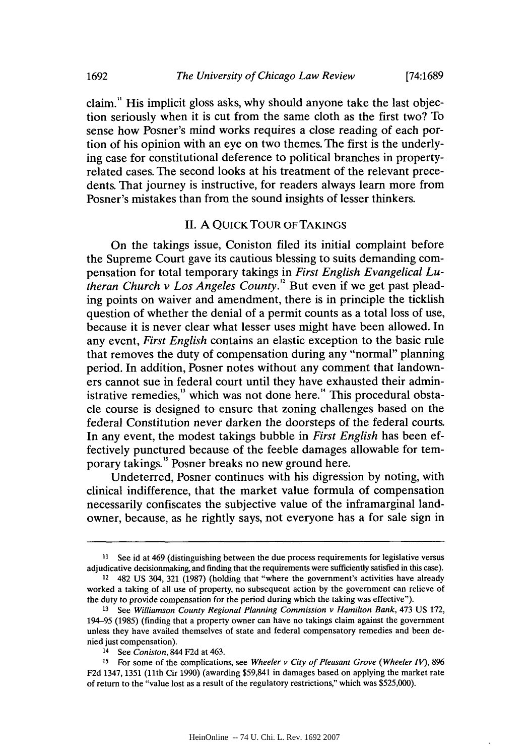claim.[11] His implicit gloss asks, why should anyone take the last objection seriously when it is cut from the same cloth as the first two? To sense how Posner's mind works requires a close reading of each portion of his opinion with an eye on two themes. The first is the underlying case for constitutional deference to political branches in property-related cases. The second looks at his treatment of the relevant precedents. That journey is instructive, for readers always learn more from Posner's mistakes than from the sound insights of lesser thinkers.

## II. A QUICK TOUR OF TAKINGS

On the takings issue, Coniston filed its initial complaint before the Supreme Court gave its cautious blessing to suits demanding compensation for total temporary takings in *First English Evangelical Lutheran Church v Los Angeles County*.[12] But even if we get past pleading points on waiver and amendment, there is in principle the ticklish question of whether the denial of a permit counts as a total loss of use, because it is never clear what lesser uses might have been allowed. In any event, *First English* contains an elastic exception to the basic rule that removes the duty of compensation during any "normal" planning period. In addition, Posner notes without any comment that landowners cannot sue in federal court until they have exhausted their administrative remedies,[13] which was not done here.[14] This procedural obstacle course is designed to ensure that zoning challenges based on the federal Constitution never darken the doorsteps of the federal courts. In any event, the modest takings bubble in *First English* has been effectively punctured because of the feeble damages allowable for temporary takings.[15] Posner breaks no new ground here.

Undeterred, Posner continues with his digression by noting, with clinical indifference, that the market value formula of compensation necessarily confiscates the subjective value of the inframarginal landowner, because, as he rightly says, not everyone has a for sale sign in

---

[11] See id at 469 (distinguishing between the due process requirements for legislative versus adjudicative decisionmaking, and finding that the requirements were sufficiently satisfied in this case).

[12] 482 US 304, 321 (1987) (holding that "where the government's activities have already worked a taking of all use of property, no subsequent action by the government can relieve of the duty to provide compensation for the period during which the taking was effective").

[13] See *Williamson County Regional Planning Commission v Hamilton Bank*, 473 US 172, 194–95 (1985) (finding that a property owner can have no takings claim against the government unless they have availed themselves of state and federal compensatory remedies and been denied just compensation).

[14] See *Coniston*, 844 F2d at 463.

[15] For some of the complications, see *Wheeler v City of Pleasant Grove (Wheeler IV)*, 896 F2d 1347, 1351 (11th Cir 1990) (awarding $59,841 in damages based on applying the market rate of return to the "value lost as a result of the regulatory restrictions," which was $525,000).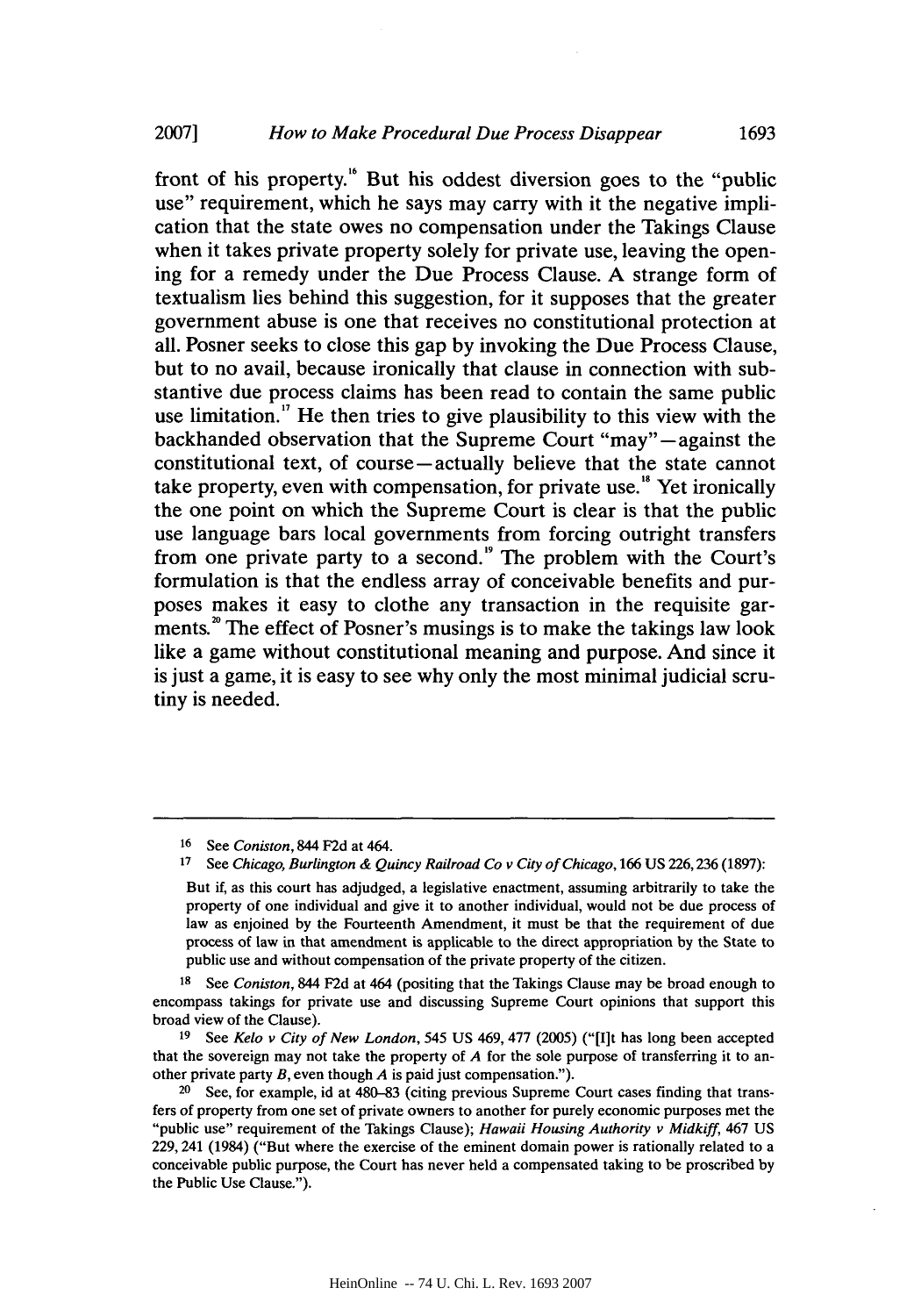front of his property.[16] But his oddest diversion goes to the "public use" requirement, which he says may carry with it the negative implication that the state owes no compensation under the Takings Clause when it takes private property solely for private use, leaving the opening for a remedy under the Due Process Clause. A strange form of textualism lies behind this suggestion, for it supposes that the greater government abuse is one that receives no constitutional protection at all. Posner seeks to close this gap by invoking the Due Process Clause, but to no avail, because ironically that clause in connection with substantive due process claims has been read to contain the same public use limitation.[17] He then tries to give plausibility to this view with the backhanded observation that the Supreme Court "may"—against the constitutional text, of course—actually believe that the state cannot take property, even with compensation, for private use.[18] Yet ironically the one point on which the Supreme Court is clear is that the public use language bars local governments from forcing outright transfers from one private party to a second.[19] The problem with the Court's formulation is that the endless array of conceivable benefits and purposes makes it easy to clothe any transaction in the requisite garments.[20] The effect of Posner's musings is to make the takings law look like a game without constitutional meaning and purpose. And since it is just a game, it is easy to see why only the most minimal judicial scrutiny is needed.

---

16 See *Coniston*, 844 F2d at 464.

17 See *Chicago, Burlington & Quincy Railroad Co v City of Chicago*, 166 US 226, 236 (1897):

> But if, as this court has adjudged, a legislative enactment, assuming arbitrarily to take the property of one individual and give it to another individual, would not be due process of law as enjoined by the Fourteenth Amendment, it must be that the requirement of due process of law in that amendment is applicable to the direct appropriation by the State to public use and without compensation of the private property of the citizen.

18 See *Coniston*, 844 F2d at 464 (positing that the Takings Clause may be broad enough to encompass takings for private use and discussing Supreme Court opinions that support this broad view of the Clause).

19 See *Kelo v City of New London*, 545 US 469, 477 (2005) ("[I]t has long been accepted that the sovereign may not take the property of *A* for the sole purpose of transferring it to another private party *B*, even though *A* is paid just compensation.").

20 See, for example, id at 480–83 (citing previous Supreme Court cases finding that transfers of property from one set of private owners to another for purely economic purposes met the "public use" requirement of the Takings Clause); *Hawaii Housing Authority v Midkiff*, 467 US 229, 241 (1984) ("But where the exercise of the eminent domain power is rationally related to a conceivable public purpose, the Court has never held a compensated taking to be proscribed by the Public Use Clause.").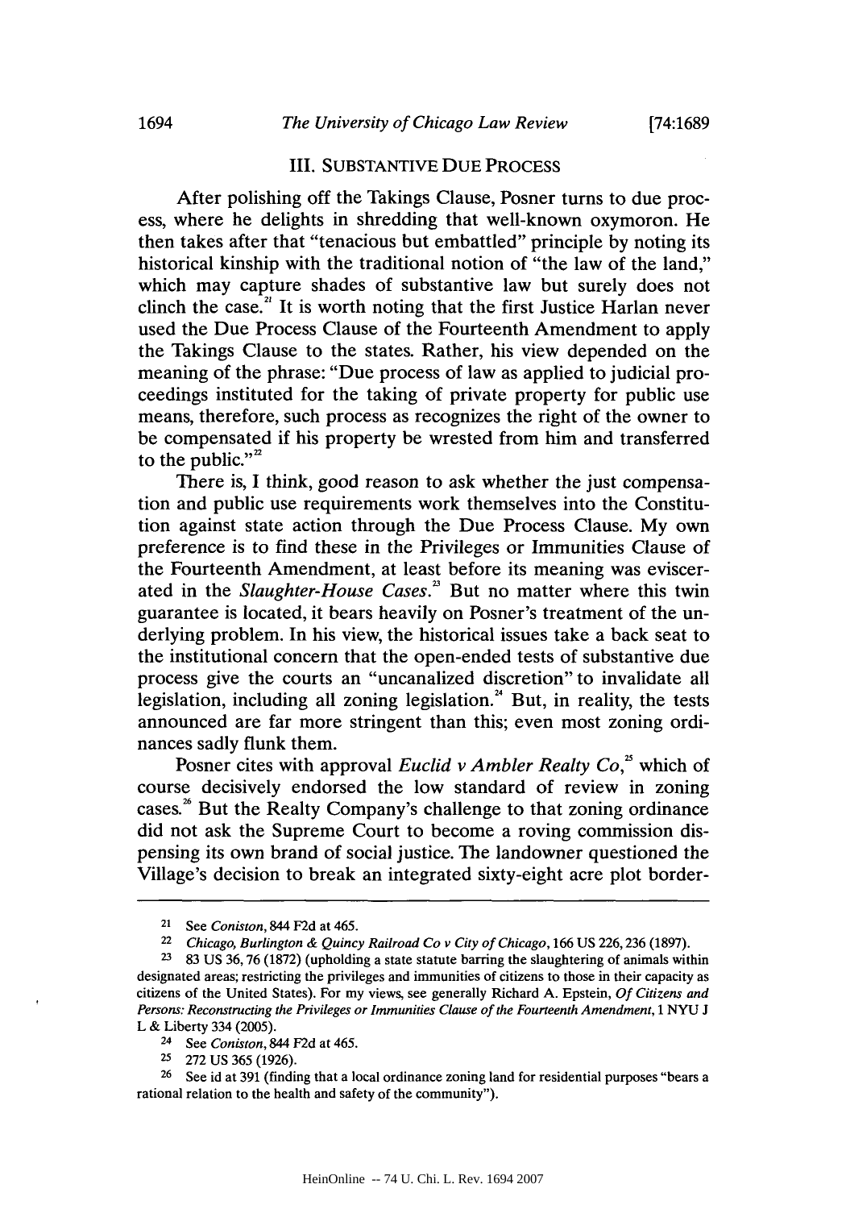## III. SUBSTANTIVE DUE PROCESS

After polishing off the Takings Clause, Posner turns to due process, where he delights in shredding that well-known oxymoron. He then takes after that "tenacious but embattled" principle by noting its historical kinship with the traditional notion of "the law of the land," which may capture shades of substantive law but surely does not clinch the case.[21] It is worth noting that the first Justice Harlan never used the Due Process Clause of the Fourteenth Amendment to apply the Takings Clause to the states. Rather, his view depended on the meaning of the phrase: "Due process of law as applied to judicial proceedings instituted for the taking of private property for public use means, therefore, such process as recognizes the right of the owner to be compensated if his property be wrested from him and transferred to the public."[22]

There is, I think, good reason to ask whether the just compensation and public use requirements work themselves into the Constitution against state action through the Due Process Clause. My own preference is to find these in the Privileges or Immunities Clause of the Fourteenth Amendment, at least before its meaning was eviscerated in the *Slaughter-House Cases*.[23] But no matter where this twin guarantee is located, it bears heavily on Posner's treatment of the underlying problem. In his view, the historical issues take a back seat to the institutional concern that the open-ended tests of substantive due process give the courts an "uncanalized discretion" to invalidate all legislation, including all zoning legislation.[24] But, in reality, the tests announced are far more stringent than this; even most zoning ordinances sadly flunk them.

Posner cites with approval *Euclid v Ambler Realty Co*,[25] which of course decisively endorsed the low standard of review in zoning cases.[26] But the Realty Company's challenge to that zoning ordinance did not ask the Supreme Court to become a roving commission dispensing its own brand of social justice. The landowner questioned the Village's decision to break an integrated sixty-eight acre plot border-

---

21 See *Coniston*, 844 F2d at 465.

22 *Chicago, Burlington & Quincy Railroad Co v City of Chicago*, 166 US 226, 236 (1897).

23 83 US 36, 76 (1872) (upholding a state statute barring the slaughtering of animals within designated areas; restricting the privileges and immunities of citizens to those in their capacity as citizens of the United States). For my views, see generally Richard A. Epstein, *Of Citizens and Persons: Reconstructing the Privileges or Immunities Clause of the Fourteenth Amendment*, 1 NYU J L & Liberty 334 (2005).

24 See *Coniston*, 844 F2d at 465.

25 272 US 365 (1926).

26 See id at 391 (finding that a local ordinance zoning land for residential purposes "bears a rational relation to the health and safety of the community").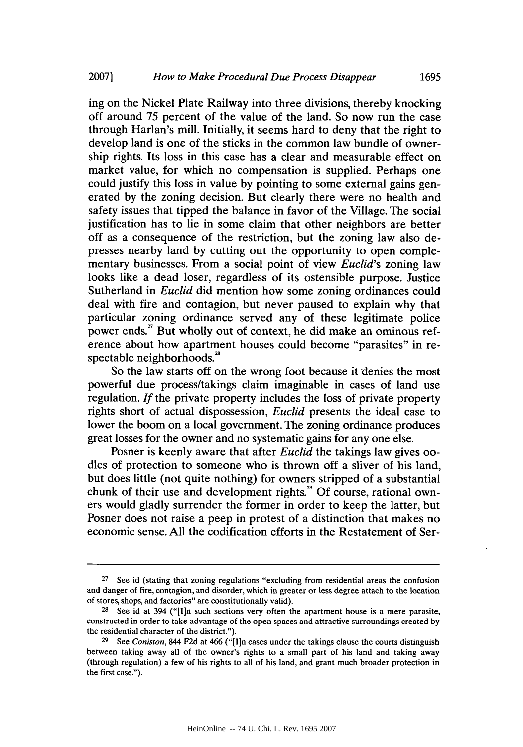ing on the Nickel Plate Railway into three divisions, thereby knocking off around 75 percent of the value of the land. So now run the case through Harlan's mill. Initially, it seems hard to deny that the right to develop land is one of the sticks in the common law bundle of ownership rights. Its loss in this case has a clear and measurable effect on market value, for which no compensation is supplied. Perhaps one could justify this loss in value by pointing to some external gains generated by the zoning decision. But clearly there were no health and safety issues that tipped the balance in favor of the Village. The social justification has to lie in some claim that other neighbors are better off as a consequence of the restriction, but the zoning law also depresses nearby land by cutting out the opportunity to open complementary businesses. From a social point of view *Euclid*'s zoning law looks like a dead loser, regardless of its ostensible purpose. Justice Sutherland in *Euclid* did mention how some zoning ordinances could deal with fire and contagion, but never paused to explain why that particular zoning ordinance served any of these legitimate police power ends.[27] But wholly out of context, he did make an ominous reference about how apartment houses could become "parasites" in respectable neighborhoods.[28]

So the law starts off on the wrong foot because it denies the most powerful due process/takings claim imaginable in cases of land use regulation. *If* the private property includes the loss of private property rights short of actual dispossession, *Euclid* presents the ideal case to lower the boom on a local government. The zoning ordinance produces great losses for the owner and no systematic gains for any one else.

Posner is keenly aware that after *Euclid* the takings law gives oodles of protection to someone who is thrown off a sliver of his land, but does little (not quite nothing) for owners stripped of a substantial chunk of their use and development rights.[29] Of course, rational owners would gladly surrender the former in order to keep the latter, but Posner does not raise a peep in protest of a distinction that makes no economic sense. All the codification efforts in the Restatement of Ser-

---

[27] See id (stating that zoning regulations "excluding from residential areas the confusion and danger of fire, contagion, and disorder, which in greater or less degree attach to the location of stores, shops, and factories" are constitutionally valid).

[28] See id at 394 ("[I]n such sections very often the apartment house is a mere parasite, constructed in order to take advantage of the open spaces and attractive surroundings created by the residential character of the district.").

[29] See *Coniston*, 844 F2d at 466 ("[I]n cases under the takings clause the courts distinguish between taking away all of the owner's rights to a small part of his land and taking away (through regulation) a few of his rights to all of his land, and grant much broader protection in the first case.").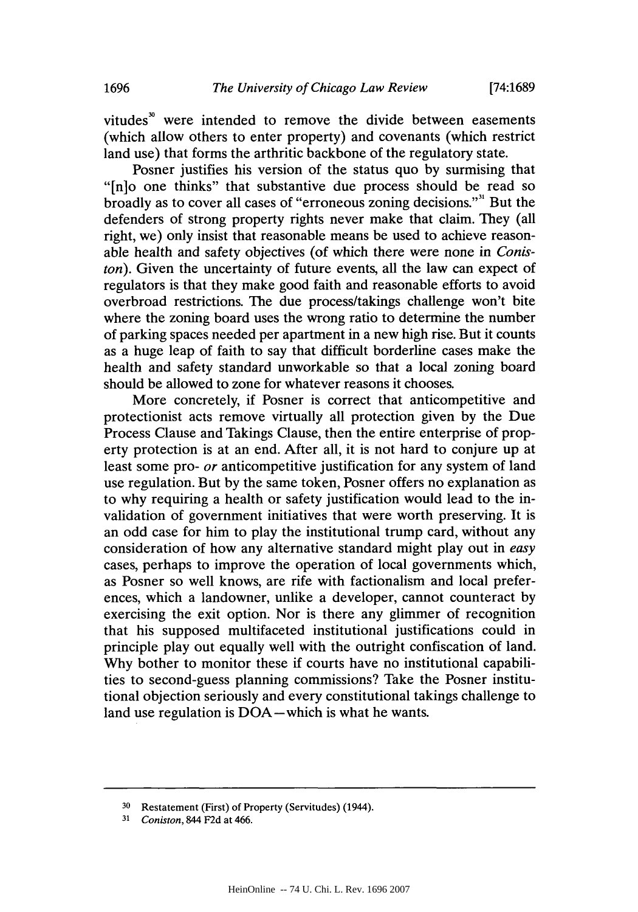vitudes[30] were intended to remove the divide between easements (which allow others to enter property) and covenants (which restrict land use) that forms the arthritic backbone of the regulatory state.

Posner justifies his version of the status quo by surmising that "[n]o one thinks" that substantive due process should be read so broadly as to cover all cases of "erroneous zoning decisions."[31] But the defenders of strong property rights never make that claim. They (all right, we) only insist that reasonable means be used to achieve reasonable health and safety objectives (of which there were none in *Coniston*). Given the uncertainty of future events, all the law can expect of regulators is that they make good faith and reasonable efforts to avoid overbroad restrictions. The due process/takings challenge won't bite where the zoning board uses the wrong ratio to determine the number of parking spaces needed per apartment in a new high rise. But it counts as a huge leap of faith to say that difficult borderline cases make the health and safety standard unworkable so that a local zoning board should be allowed to zone for whatever reasons it chooses.

More concretely, if Posner is correct that anticompetitive and protectionist acts remove virtually all protection given by the Due Process Clause and Takings Clause, then the entire enterprise of property protection is at an end. After all, it is not hard to conjure up at least some pro- *or* anticompetitive justification for any system of land use regulation. But by the same token, Posner offers no explanation as to why requiring a health or safety justification would lead to the invalidation of government initiatives that were worth preserving. It is an odd case for him to play the institutional trump card, without any consideration of how any alternative standard might play out in *easy* cases, perhaps to improve the operation of local governments which, as Posner so well knows, are rife with factionalism and local preferences, which a landowner, unlike a developer, cannot counteract by exercising the exit option. Nor is there any glimmer of recognition that his supposed multifaceted institutional justifications could in principle play out equally well with the outright confiscation of land. Why bother to monitor these if courts have no institutional capabilities to second-guess planning commissions? Take the Posner institutional objection seriously and every constitutional takings challenge to land use regulation is DOA—which is what he wants.

---

[30] Restatement (First) of Property (Servitudes) (1944).

[31] *Coniston*, 844 F2d at 466.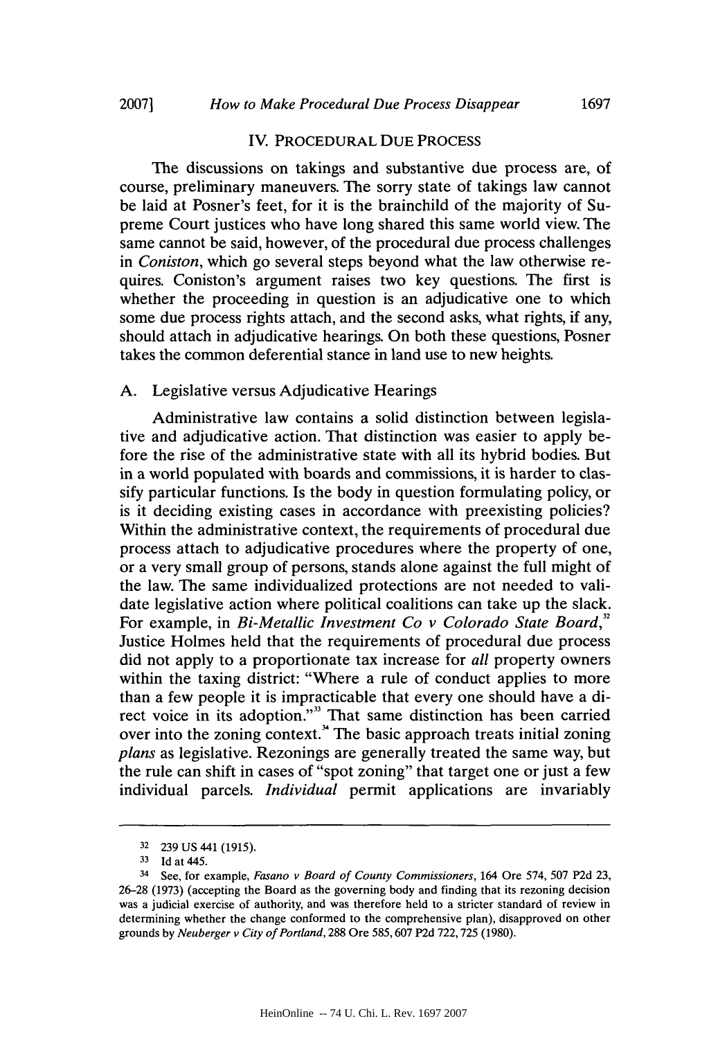## IV. PROCEDURAL DUE PROCESS

The discussions on takings and substantive due process are, of course, preliminary maneuvers. The sorry state of takings law cannot be laid at Posner's feet, for it is the brainchild of the majority of Supreme Court justices who have long shared this same world view. The same cannot be said, however, of the procedural due process challenges in *Coniston*, which go several steps beyond what the law otherwise requires. Coniston's argument raises two key questions. The first is whether the proceeding in question is an adjudicative one to which some due process rights attach, and the second asks, what rights, if any, should attach in adjudicative hearings. On both these questions, Posner takes the common deferential stance in land use to new heights.

### A. Legislative versus Adjudicative Hearings

Administrative law contains a solid distinction between legislative and adjudicative action. That distinction was easier to apply before the rise of the administrative state with all its hybrid bodies. But in a world populated with boards and commissions, it is harder to classify particular functions. Is the body in question formulating policy, or is it deciding existing cases in accordance with preexisting policies? Within the administrative context, the requirements of procedural due process attach to adjudicative procedures where the property of one, or a very small group of persons, stands alone against the full might of the law. The same individualized protections are not needed to validate legislative action where political coalitions can take up the slack. For example, in *Bi-Metallic Investment Co v Colorado State Board*,[32] Justice Holmes held that the requirements of procedural due process did not apply to a proportionate tax increase for *all* property owners within the taxing district: "Where a rule of conduct applies to more than a few people it is impracticable that every one should have a direct voice in its adoption."[33] That same distinction has been carried over into the zoning context.[34] The basic approach treats initial zoning *plans* as legislative. Rezonings are generally treated the same way, but the rule can shift in cases of "spot zoning" that target one or just a few individual parcels. *Individual* permit applications are invariably

---

[32] 239 US 441 (1915).

[33] Id at 445.

[34] See, for example, *Fasano v Board of County Commissioners*, 164 Ore 574, 507 P2d 23, 26–28 (1973) (accepting the Board as the governing body and finding that its rezoning decision was a judicial exercise of authority, and was therefore held to a stricter standard of review in determining whether the change conformed to the comprehensive plan), disapproved on other grounds by *Neuberger v City of Portland*, 288 Ore 585, 607 P2d 722, 725 (1980).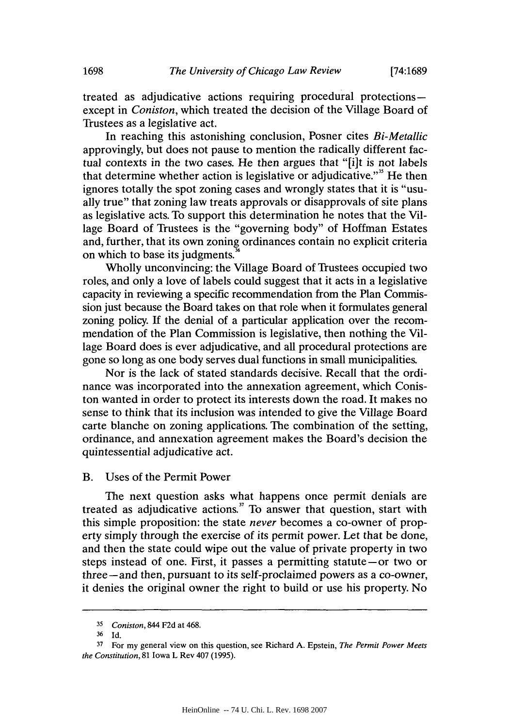treated as adjudicative actions requiring procedural protections—except in *Coniston*, which treated the decision of the Village Board of Trustees as a legislative act.

In reaching this astonishing conclusion, Posner cites *Bi-Metallic* approvingly, but does not pause to mention the radically different factual contexts in the two cases. He then argues that "[i]t is not labels that determine whether action is legislative or adjudicative."[35] He then ignores totally the spot zoning cases and wrongly states that it is "usually true" that zoning law treats approvals or disapprovals of site plans as legislative acts. To support this determination he notes that the Village Board of Trustees is the "governing body" of Hoffman Estates and, further, that its own zoning ordinances contain no explicit criteria on which to base its judgments.[36]

Wholly unconvincing: the Village Board of Trustees occupied two roles, and only a love of labels could suggest that it acts in a legislative capacity in reviewing a specific recommendation from the Plan Commission just because the Board takes on that role when it formulates general zoning policy. If the denial of a particular application over the recommendation of the Plan Commission is legislative, then nothing the Village Board does is ever adjudicative, and all procedural protections are gone so long as one body serves dual functions in small municipalities.

Nor is the lack of stated standards decisive. Recall that the ordinance was incorporated into the annexation agreement, which Coniston wanted in order to protect its interests down the road. It makes no sense to think that its inclusion was intended to give the Village Board carte blanche on zoning applications. The combination of the setting, ordinance, and annexation agreement makes the Board's decision the quintessential adjudicative act.

## B. Uses of the Permit Power

The next question asks what happens once permit denials are treated as adjudicative actions.[37] To answer that question, start with this simple proposition: the state *never* becomes a co-owner of property simply through the exercise of its permit power. Let that be done, and then the state could wipe out the value of private property in two steps instead of one. First, it passes a permitting statute—or two or three—and then, pursuant to its self-proclaimed powers as a co-owner, it denies the original owner the right to build or use his property. No

---

35 *Coniston*, 844 F2d at 468.

36 Id.

37 For my general view on this question, see Richard A. Epstein, *The Permit Power Meets the Constitution*, 81 Iowa L Rev 407 (1995).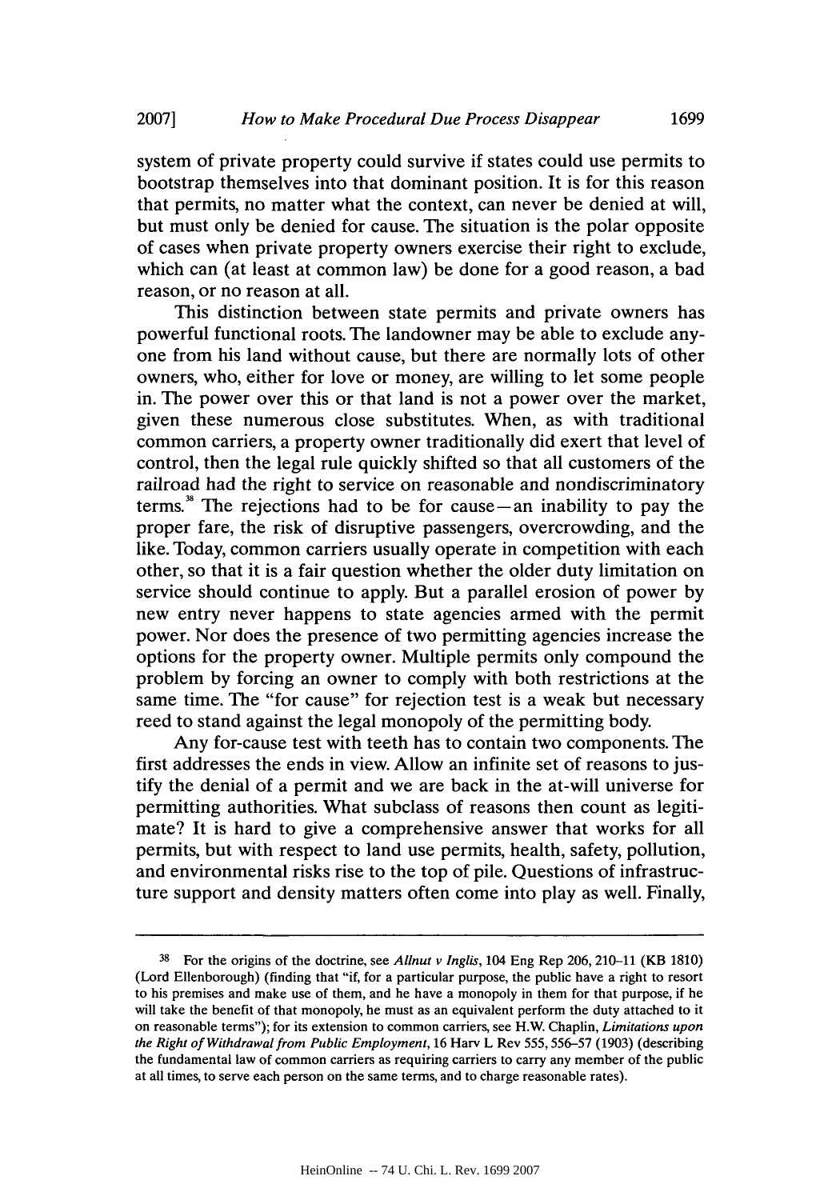system of private property could survive if states could use permits to bootstrap themselves into that dominant position. It is for this reason that permits, no matter what the context, can never be denied at will, but must only be denied for cause. The situation is the polar opposite of cases when private property owners exercise their right to exclude, which can (at least at common law) be done for a good reason, a bad reason, or no reason at all.

This distinction between state permits and private owners has powerful functional roots. The landowner may be able to exclude anyone from his land without cause, but there are normally lots of other owners, who, either for love or money, are willing to let some people in. The power over this or that land is not a power over the market, given these numerous close substitutes. When, as with traditional common carriers, a property owner traditionally did exert that level of control, then the legal rule quickly shifted so that all customers of the railroad had the right to service on reasonable and nondiscriminatory terms.[38] The rejections had to be for cause—an inability to pay the proper fare, the risk of disruptive passengers, overcrowding, and the like. Today, common carriers usually operate in competition with each other, so that it is a fair question whether the older duty limitation on service should continue to apply. But a parallel erosion of power by new entry never happens to state agencies armed with the permit power. Nor does the presence of two permitting agencies increase the options for the property owner. Multiple permits only compound the problem by forcing an owner to comply with both restrictions at the same time. The "for cause" for rejection test is a weak but necessary reed to stand against the legal monopoly of the permitting body.

Any for-cause test with teeth has to contain two components. The first addresses the ends in view. Allow an infinite set of reasons to justify the denial of a permit and we are back in the at-will universe for permitting authorities. What subclass of reasons then count as legitimate? It is hard to give a comprehensive answer that works for all permits, but with respect to land use permits, health, safety, pollution, and environmental risks rise to the top of pile. Questions of infrastructure support and density matters often come into play as well. Finally,

---

[38] For the origins of the doctrine, see *Allnut v Inglis*, 104 Eng Rep 206, 210–11 (KB 1810) (Lord Ellenborough) (finding that "if, for a particular purpose, the public have a right to resort to his premises and make use of them, and he have a monopoly in them for that purpose, if he will take the benefit of that monopoly, he must as an equivalent perform the duty attached to it on reasonable terms"); for its extension to common carriers, see H.W. Chaplin, *Limitations upon the Right of Withdrawal from Public Employment*, 16 Harv L Rev 555, 556–57 (1903) (describing the fundamental law of common carriers as requiring carriers to carry any member of the public at all times, to serve each person on the same terms, and to charge reasonable rates).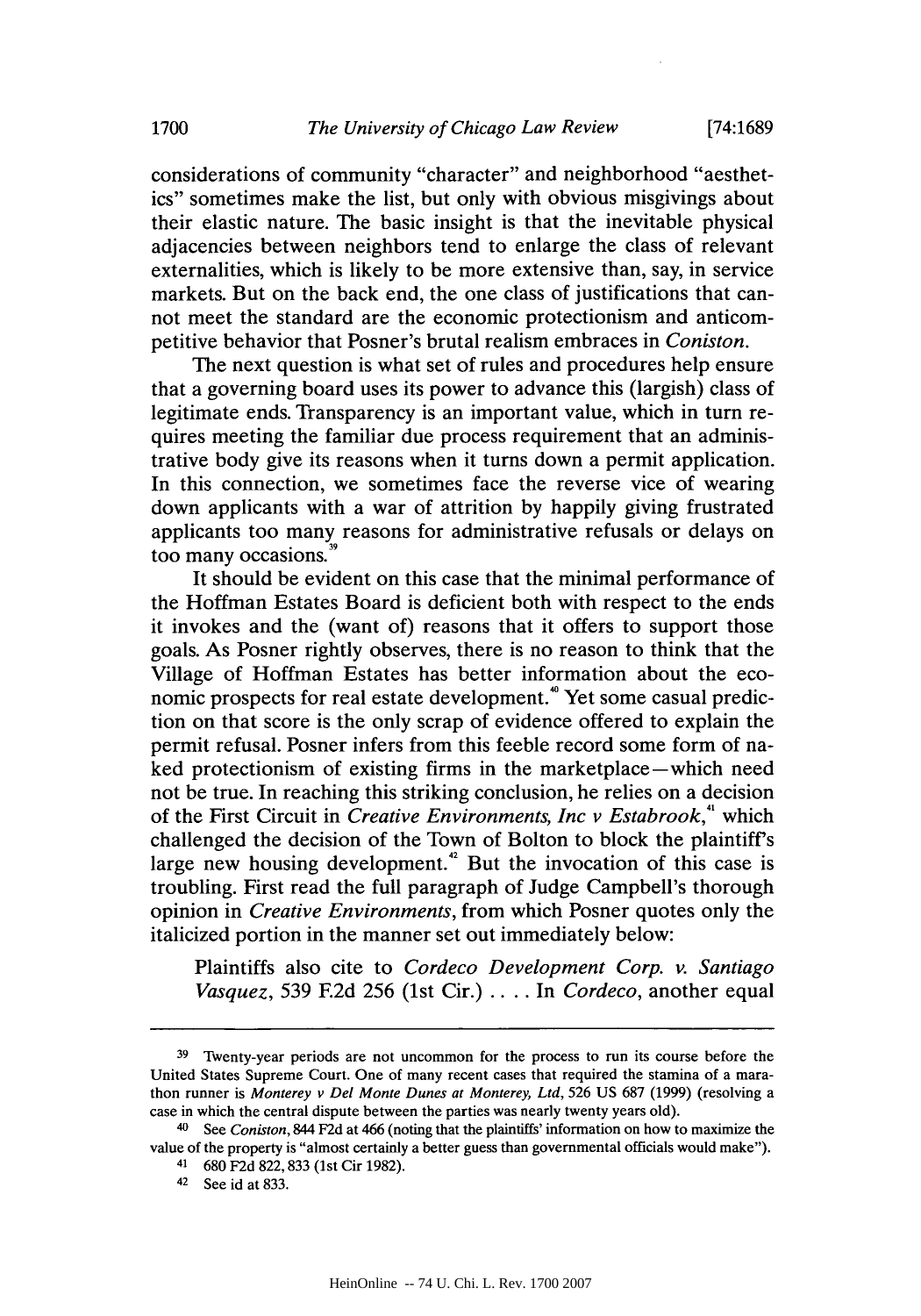considerations of community "character" and neighborhood "aesthetics" sometimes make the list, but only with obvious misgivings about their elastic nature. The basic insight is that the inevitable physical adjacencies between neighbors tend to enlarge the class of relevant externalities, which is likely to be more extensive than, say, in service markets. But on the back end, the one class of justifications that cannot meet the standard are the economic protectionism and anticompetitive behavior that Posner's brutal realism embraces in *Coniston*.

The next question is what set of rules and procedures help ensure that a governing board uses its power to advance this (largish) class of legitimate ends. Transparency is an important value, which in turn requires meeting the familiar due process requirement that an administrative body give its reasons when it turns down a permit application. In this connection, we sometimes face the reverse vice of wearing down applicants with a war of attrition by happily giving frustrated applicants too many reasons for administrative refusals or delays on too many occasions.[39]

It should be evident on this case that the minimal performance of the Hoffman Estates Board is deficient both with respect to the ends it invokes and the (want of) reasons that it offers to support those goals. As Posner rightly observes, there is no reason to think that the Village of Hoffman Estates has better information about the economic prospects for real estate development.[40] Yet some casual prediction on that score is the only scrap of evidence offered to explain the permit refusal. Posner infers from this feeble record some form of naked protectionism of existing firms in the marketplace—which need not be true. In reaching this striking conclusion, he relies on a decision of the First Circuit in *Creative Environments, Inc v Estabrook*,[41] which challenged the decision of the Town of Bolton to block the plaintiff's large new housing development.[42] But the invocation of this case is troubling. First read the full paragraph of Judge Campbell's thorough opinion in *Creative Environments*, from which Posner quotes only the italicized portion in the manner set out immediately below:

> Plaintiffs also cite to *Cordeco Development Corp. v. Santiago Vasquez*, 539 F.2d 256 (1st Cir.) . . . . In *Cordeco*, another equal

---

[39] Twenty-year periods are not uncommon for the process to run its course before the United States Supreme Court. One of many recent cases that required the stamina of a marathon runner is *Monterey v Del Monte Dunes at Monterey, Ltd*, 526 US 687 (1999) (resolving a case in which the central dispute between the parties was nearly twenty years old).

[40] See *Coniston*, 844 F2d at 466 (noting that the plaintiffs' information on how to maximize the value of the property is "almost certainly a better guess than governmental officials would make").

[41] 680 F2d 822, 833 (1st Cir 1982).

[42] See id at 833.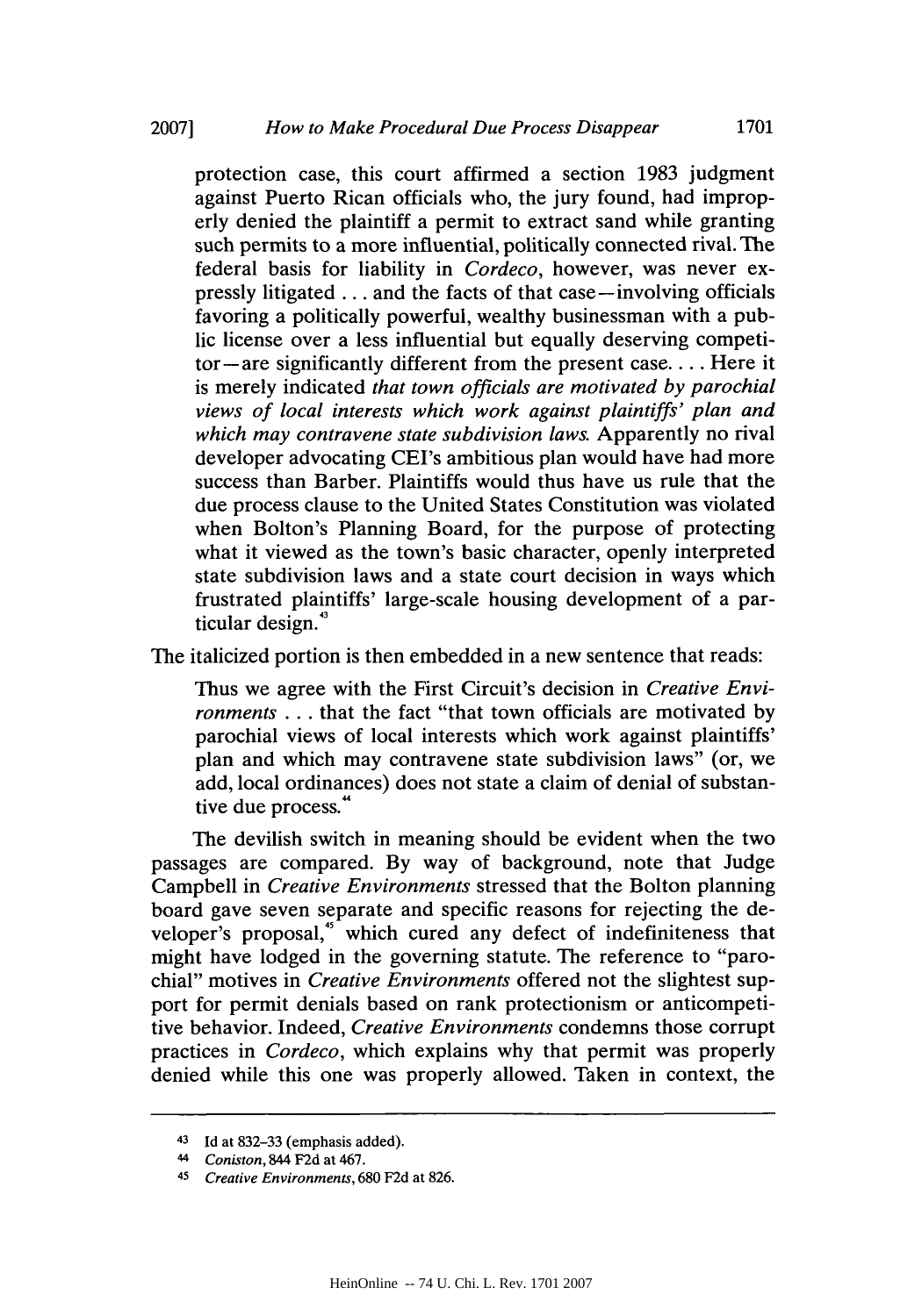> protection case, this court affirmed a section 1983 judgment against Puerto Rican officials who, the jury found, had improperly denied the plaintiff a permit to extract sand while granting such permits to a more influential, politically connected rival. The federal basis for liability in *Cordeco*, however, was never expressly litigated . . . and the facts of that case—involving officials favoring a politically powerful, wealthy businessman with a public license over a less influential but equally deserving competitor—are significantly different from the present case. . . . Here it is merely indicated *that town officials are motivated by parochial views of local interests which work against plaintiffs' plan and which may contravene state subdivision laws.* Apparently no rival developer advocating CEI's ambitious plan would have had more success than Barber. Plaintiffs would thus have us rule that the due process clause to the United States Constitution was violated when Bolton's Planning Board, for the purpose of protecting what it viewed as the town's basic character, openly interpreted state subdivision laws and a state court decision in ways which frustrated plaintiffs' large-scale housing development of a particular design.[43]

The italicized portion is then embedded in a new sentence that reads:

> Thus we agree with the First Circuit's decision in *Creative Environments* . . . that the fact "that town officials are motivated by parochial views of local interests which work against plaintiffs' plan and which may contravene state subdivision laws" (or, we add, local ordinances) does not state a claim of denial of substantive due process.[44]

The devilish switch in meaning should be evident when the two passages are compared. By way of background, note that Judge Campbell in *Creative Environments* stressed that the Bolton planning board gave seven separate and specific reasons for rejecting the developer's proposal,[45] which cured any defect of indefiniteness that might have lodged in the governing statute. The reference to "parochial" motives in *Creative Environments* offered not the slightest support for permit denials based on rank protectionism or anticompetitive behavior. Indeed, *Creative Environments* condemns those corrupt practices in *Cordeco*, which explains why that permit was properly denied while this one was properly allowed. Taken in context, the

---

[43] Id at 832–33 (emphasis added).

[44] *Coniston*, 844 F2d at 467.

[45] *Creative Environments*, 680 F2d at 826.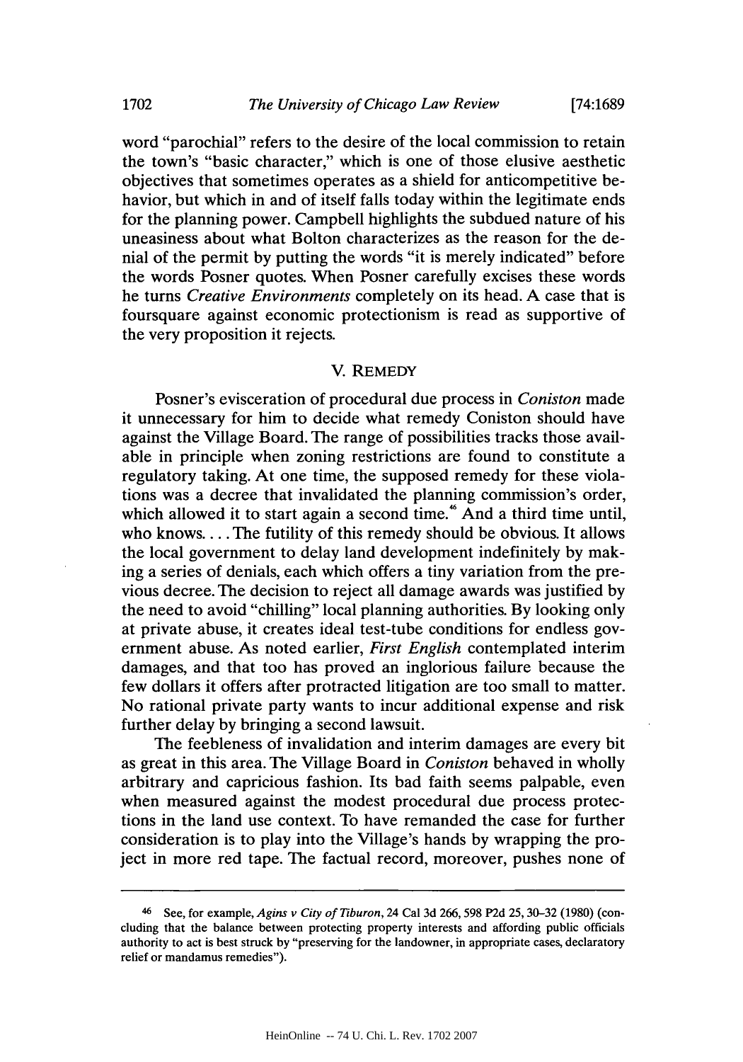word "parochial" refers to the desire of the local commission to retain the town's "basic character," which is one of those elusive aesthetic objectives that sometimes operates as a shield for anticompetitive behavior, but which in and of itself falls today within the legitimate ends for the planning power. Campbell highlights the subdued nature of his uneasiness about what Bolton characterizes as the reason for the denial of the permit by putting the words "it is merely indicated" before the words Posner quotes. When Posner carefully excises these words he turns *Creative Environments* completely on its head. A case that is foursquare against economic protectionism is read as supportive of the very proposition it rejects.

## V. REMEDY

Posner's evisceration of procedural due process in *Coniston* made it unnecessary for him to decide what remedy Coniston should have against the Village Board. The range of possibilities tracks those available in principle when zoning restrictions are found to constitute a regulatory taking. At one time, the supposed remedy for these violations was a decree that invalidated the planning commission's order, which allowed it to start again a second time.[46] And a third time until, who knows.... The futility of this remedy should be obvious. It allows the local government to delay land development indefinitely by making a series of denials, each which offers a tiny variation from the previous decree. The decision to reject all damage awards was justified by the need to avoid "chilling" local planning authorities. By looking only at private abuse, it creates ideal test-tube conditions for endless government abuse. As noted earlier, *First English* contemplated interim damages, and that too has proved an inglorious failure because the few dollars it offers after protracted litigation are too small to matter. No rational private party wants to incur additional expense and risk further delay by bringing a second lawsuit.

The feebleness of invalidation and interim damages are every bit as great in this area. The Village Board in *Coniston* behaved in wholly arbitrary and capricious fashion. Its bad faith seems palpable, even when measured against the modest procedural due process protections in the land use context. To have remanded the case for further consideration is to play into the Village's hands by wrapping the project in more red tape. The factual record, moreover, pushes none of

---

[46] See, for example, *Agins v City of Tiburon*, 24 Cal 3d 266, 598 P2d 25, 30–32 (1980) (concluding that the balance between protecting property interests and affording public officials authority to act is best struck by "preserving for the landowner, in appropriate cases, declaratory relief or mandamus remedies").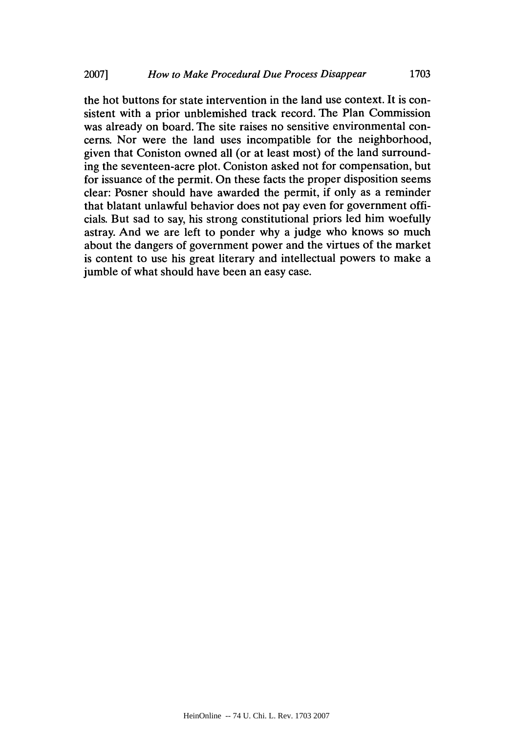the hot buttons for state intervention in the land use context. It is consistent with a prior unblemished track record. The Plan Commission was already on board. The site raises no sensitive environmental concerns. Nor were the land uses incompatible for the neighborhood, given that Coniston owned all (or at least most) of the land surrounding the seventeen-acre plot. Coniston asked not for compensation, but for issuance of the permit. On these facts the proper disposition seems clear: Posner should have awarded the permit, if only as a reminder that blatant unlawful behavior does not pay even for government officials. But sad to say, his strong constitutional priors led him woefully astray. And we are left to ponder why a judge who knows so much about the dangers of government power and the virtues of the market is content to use his great literary and intellectual powers to make a jumble of what should have been an easy case.